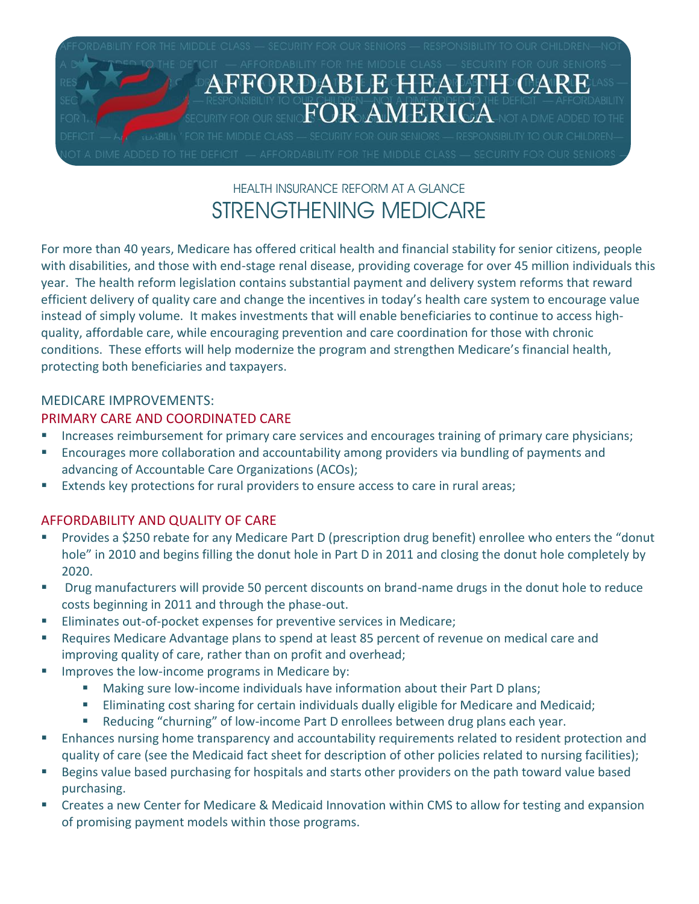# AFFORDABLE HEALTH CARE FOR AMERICA

HEALTH INSURANCE REFORM AT A GLANCE

## STRENGTHENING MEDICARE

For more than 40 years, Medicare has offered critical health and financial stability for senior citizens, people with disabilities, and those with end-stage renal disease, providing coverage for over 45 million individuals this year. The health reform legislation contains substantial payment and delivery system reforms that reward efficient delivery of quality care and change the incentives in today's health care system to encourage value instead of simply volume. It makes investments that will enable beneficiaries to continue to access high-quality, affordable care, while encouraging prevention and care coordination for those with chronic conditions. These efforts will help modernize the program and strengthen Medicare's financial health, protecting both beneficiaries and taxpayers.

### MEDICARE IMPROVEMENTS:

### PRIMARY CARE AND COORDINATED CARE

- Increases reimbursement for primary care services and encourages training of primary care physicians;
- Encourages more collaboration and accountability among providers via bundling of payments and advancing of Accountable Care Organizations (ACOs);
- Extends key protections for rural providers to ensure access to care in rural areas;

### AFFORDABILITY AND QUALITY OF CARE

- Provides a $250 rebate for any Medicare Part D (prescription drug benefit) enrollee who enters the "donut hole" in 2010 and begins filling the donut hole in Part D in 2011 and closing the donut hole completely by 2020.
- Drug manufacturers will provide 50 percent discounts on brand-name drugs in the donut hole to reduce costs beginning in 2011 and through the phase-out.
- Eliminates out-of-pocket expenses for preventive services in Medicare;
- Requires Medicare Advantage plans to spend at least 85 percent of revenue on medical care and improving quality of care, rather than on profit and overhead;
- Improves the low-income programs in Medicare by:
  - Making sure low-income individuals have information about their Part D plans;
  - Eliminating cost sharing for certain individuals dually eligible for Medicare and Medicaid;
  - Reducing "churning" of low-income Part D enrollees between drug plans each year.
- Enhances nursing home transparency and accountability requirements related to resident protection and quality of care (see the Medicaid fact sheet for description of other policies related to nursing facilities);
- Begins value based purchasing for hospitals and starts other providers on the path toward value based purchasing.
- Creates a new Center for Medicare & Medicaid Innovation within CMS to allow for testing and expansion of promising payment models within those programs.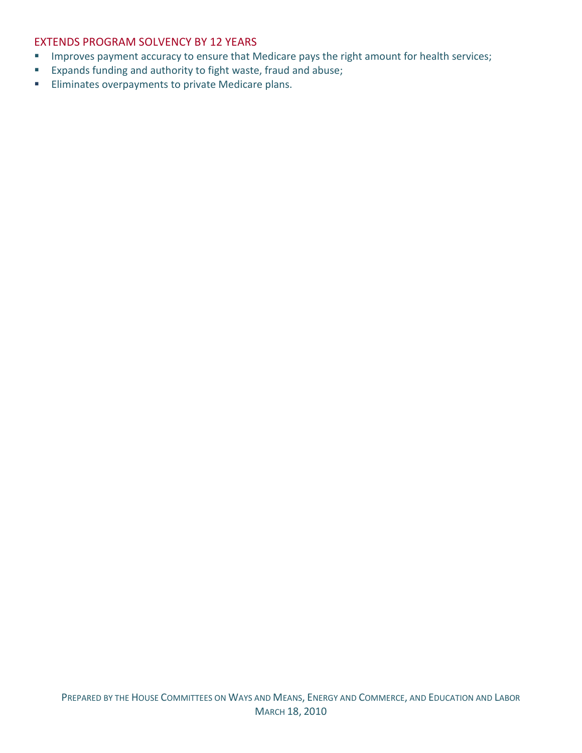## EXTENDS PROGRAM SOLVENCY BY 12 YEARS

- Improves payment accuracy to ensure that Medicare pays the right amount for health services;
- Expands funding and authority to fight waste, fraud and abuse;
- Eliminates overpayments to private Medicare plans.

PREPARED BY THE HOUSE COMMITTEES ON WAYS AND MEANS, ENERGY AND COMMERCE, AND EDUCATION AND LABOR
MARCH 18, 2010